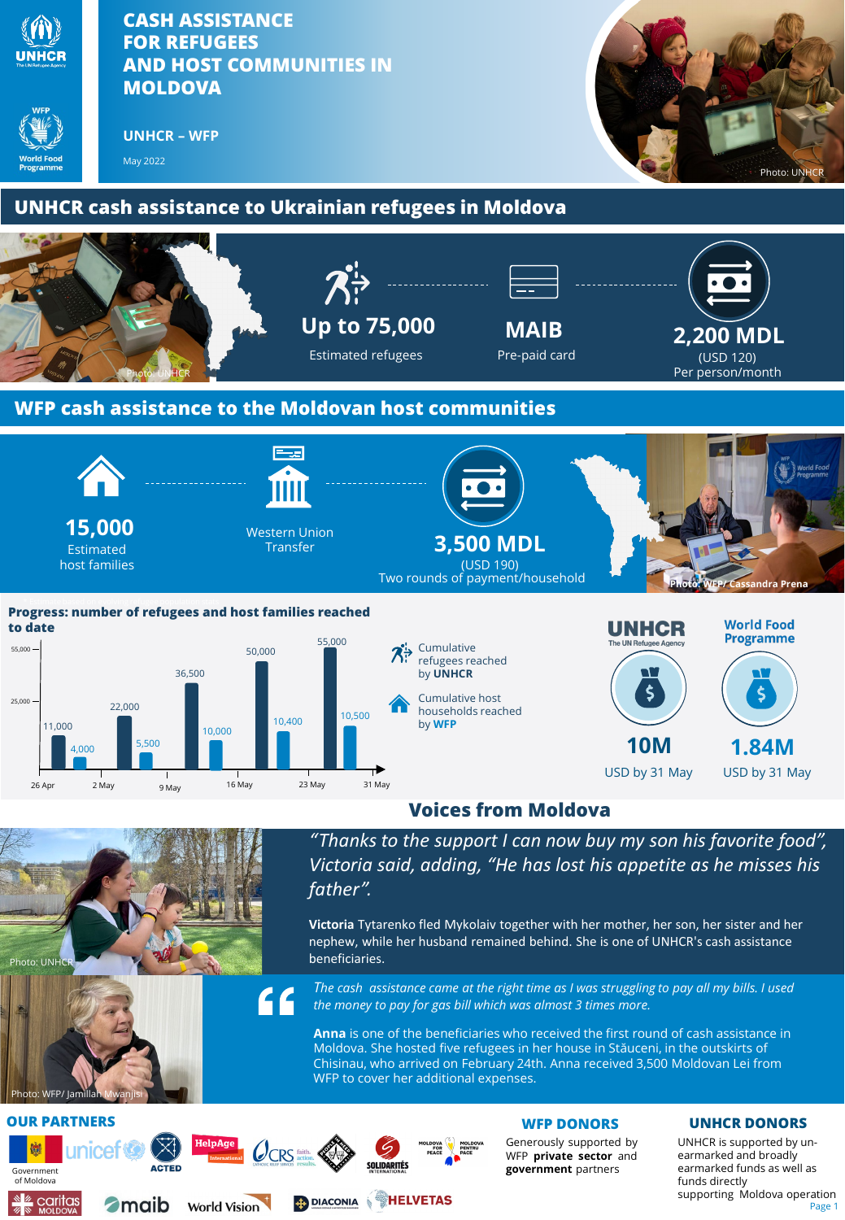# CASH ASSISTANCE FOR REFUGEES AND HOST COMMUNITIES IN MOLDOVA

UNHCR – WFP

May 2022

Photo: UNHCR

## UNHCR cash assistance to Ukrainian refugees in Moldova

Photo: UNHCR

**Up to 75,000**
Estimated refugees

**MAIB**
Pre-paid card

**2,200 MDL**
(USD 120)
Per person/month

## WFP cash assistance to the Moldovan host communities

**15,000**
Estimated host families

Western Union Transfer

**3,500 MDL**
(USD 190)
Two rounds of payment/household

Photo: WFP/ Cassandra Prena

### Progress: number of refugees and host families reached to date

| Date | Cumulative refugees reached by UNHCR | Cumulative host households reached by WFP |
|---|---|---|
| 26 Apr | 11,000 | 4,000 |
| 2 May | 22,000 | 5,500 |
| 9 May | 36,500 | 10,000 |
| 16 May | 50,000 | 10,400 |
| 23 May | 55,000 | 10,500 |
| 31 May | | |

**UNHCR** The UN Refugee Agency — **10M** USD by 31 May

**World Food Programme** — **1.84M** USD by 31 May

## Voices from Moldova

*"Thanks to the support I can now buy my son his favorite food", Victoria said, adding, "He has lost his appetite as he misses his father".*

**Victoria** Tytarenko fled Mykolaiv together with her mother, her son, her sister and her nephew, while her husband remained behind. She is one of UNHCR's cash assistance beneficiaries.

Photo: UNHCR

*The cash assistance came at the right time as I was struggling to pay all my bills. I used the money to pay for gas bill which was almost 3 times more.*

**Anna** is one of the beneficiaries who received the first round of cash assistance in Moldova. She hosted five refugees in her house in Stăuceni, in the outskirts of Chisinau, who arrived on February 24th. Anna received 3,500 Moldovan Lei from WFP to cover her additional expenses.

Photo: WFP/ Jamillah Mwanjisi

### OUR PARTNERS

Government of Moldova, unicef, ACTED, HelpAge International, CRS, SOLIDARITÉS INTERNATIONAL, Moldova for Peace, caritas Moldova, maib, World Vision, DIACONIA, HELVETAS

### WFP DONORS

Generously supported by WFP **private sector** and **government** partners

### UNHCR DONORS

UNHCR is supported by un-earmarked and broadly earmarked funds as well as funds directly supporting Moldova operation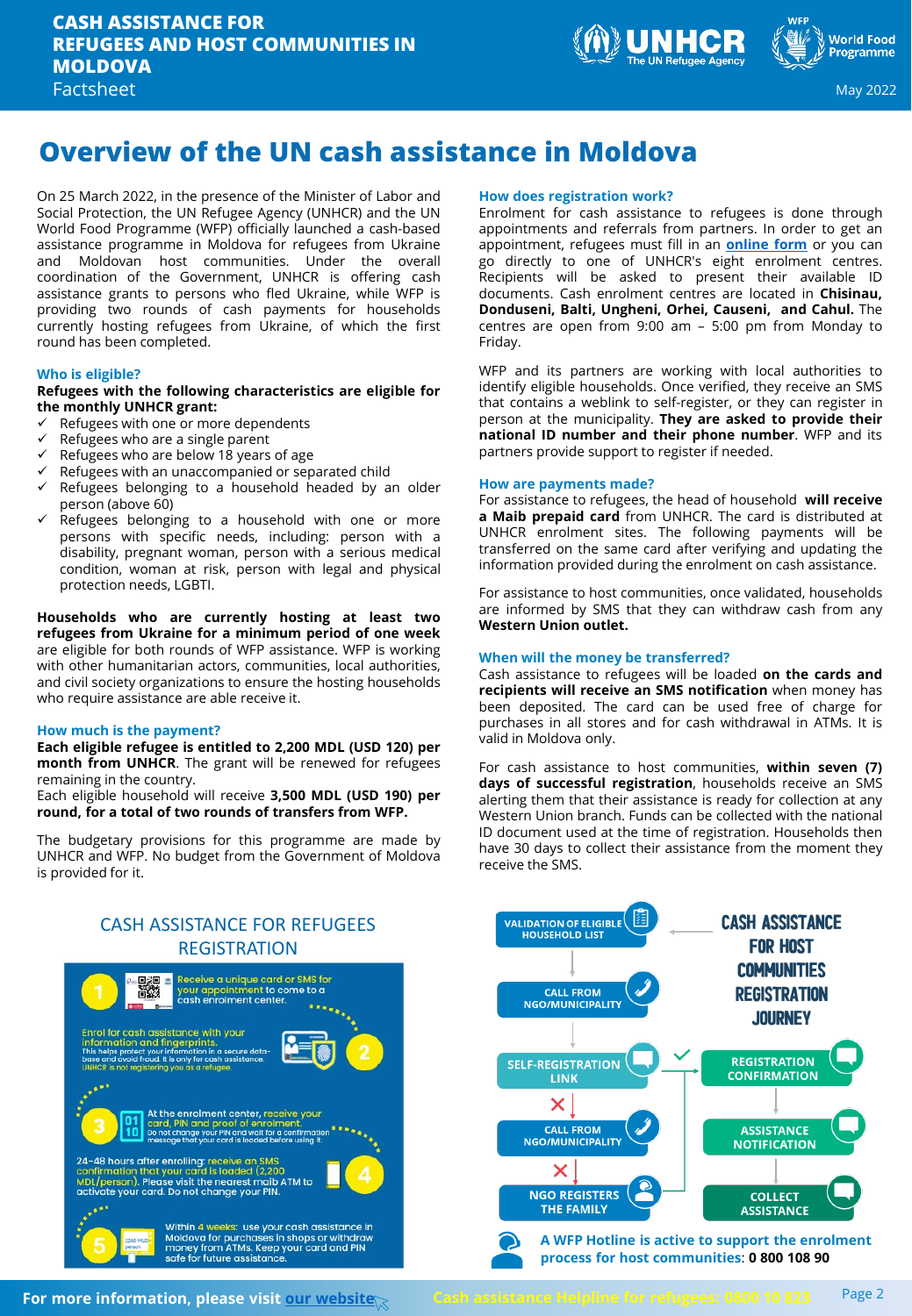# CASH ASSISTANCE FOR REFUGEES AND HOST COMMUNITIES IN MOLDOVA

Factsheet

May 2022

## Overview of the UN cash assistance in Moldova

On 25 March 2022, in the presence of the Minister of Labor and Social Protection, the UN Refugee Agency (UNHCR) and the UN World Food Programme (WFP) officially launched a cash-based assistance programme in Moldova for refugees from Ukraine and Moldovan host communities. Under the overall coordination of the Government, UNHCR is offering cash assistance grants to persons who fled Ukraine, while WFP is providing two rounds of cash payments for households currently hosting refugees from Ukraine, of which the first round has been completed.

### Who is eligible?

**Refugees with the following characteristics are eligible for the monthly UNHCR grant:**

- ✓ Refugees with one or more dependents
- ✓ Refugees who are a single parent
- ✓ Refugees who are below 18 years of age
- ✓ Refugees with an unaccompanied or separated child
- ✓ Refugees belonging to a household headed by an older person (above 60)
- ✓ Refugees belonging to a household with one or more persons with specific needs, including: person with a disability, pregnant woman, person with a serious medical condition, woman at risk, person with legal and physical protection needs, LGBTI.

**Households who are currently hosting at least two refugees from Ukraine for a minimum period of one week** are eligible for both rounds of WFP assistance. WFP is working with other humanitarian actors, communities, local authorities, and civil society organizations to ensure the hosting households who require assistance are able receive it.

### How much is the payment?

**Each eligible refugee is entitled to 2,200 MDL (USD 120) per month from UNHCR**. The grant will be renewed for refugees remaining in the country.

Each eligible household will receive **3,500 MDL (USD 190) per round, for a total of two rounds of transfers from WFP.**

The budgetary provisions for this programme are made by UNHCR and WFP. No budget from the Government of Moldova is provided for it.

### How does registration work?

Enrolment for cash assistance to refugees is done through appointments and referrals from partners. In order to get an appointment, refugees must fill in an **online form** or you can go directly to one of UNHCR's eight enrolment centres. Recipients will be asked to present their available ID documents. Cash enrolment centres are located in **Chisinau, Donduseni, Balti, Ungheni, Orhei, Causeni, and Cahul.** The centres are open from 9:00 am – 5:00 pm from Monday to Friday.

WFP and its partners are working with local authorities to identify eligible households. Once verified, they receive an SMS that contains a weblink to self-register, or they can register in person at the municipality. **They are asked to provide their national ID number and their phone number**. WFP and its partners provide support to register if needed.

### How are payments made?

For assistance to refugees, the head of household **will receive a Maib prepaid card** from UNHCR. The card is distributed at UNHCR enrolment sites. The following payments will be transferred on the same card after verifying and updating the information provided during the enrolment on cash assistance.

For assistance to host communities, once validated, households are informed by SMS that they can withdraw cash from any **Western Union outlet.**

### When will the money be transferred?

Cash assistance to refugees will be loaded **on the cards and recipients will receive an SMS notification** when money has been deposited. The card can be used free of charge for purchases in all stores and for cash withdrawal in ATMs. It is valid in Moldova only.

For cash assistance to host communities, **within seven (7) days of successful registration**, households receive an SMS alerting them that their assistance is ready for collection at any Western Union branch. Funds can be collected with the national ID document used at the time of registration. Households then have 30 days to collect their assistance from the moment they receive the SMS.

### CASH ASSISTANCE FOR REFUGEES REGISTRATION

1. Receive a unique card or SMS for your appointment to come to a cash enrolment center.
2. Enrol for cash assistance with your information and fingerprints. This helps protect your information in a secure database and avoid fraud. It is only for cash assistance. UNHCR is not registering you as a refugee.
3. At the enrolment center, receive your card, PIN and proof of enrolment. Do not change your PIN and wait for a confirmation message that your card is loaded before using it.
4. 24-48 hours after enrolling: receive an SMS confirmation that your card is loaded (2,200 MDL/person). Please visit the nearest maib ATM to activate your card. Do not change your PIN.
5. Within 4 weeks: use your cash assistance in Moldova for purchases in shops or withdraw money from ATMs. Keep your card and PIN safe for future assistance.

### CASH ASSISTANCE FOR HOST COMMUNITIES REGISTRATION JOURNEY

VALIDATION OF ELIGIBLE HOUSEHOLD LIST

CALL FROM NGO/MUNICIPALITY

SELF-REGISTRATION LINK

CALL FROM NGO/MUNICIPALITY

NGO REGISTERS THE FAMILY

REGISTRATION CONFIRMATION

ASSISTANCE NOTIFICATION

COLLECT ASSISTANCE

**A WFP Hotline is active to support the enrolment process for host communities: 0 800 108 90**

For more information, please visit **our website**

Cash assistance Helpline for refugees: 0800 10 823